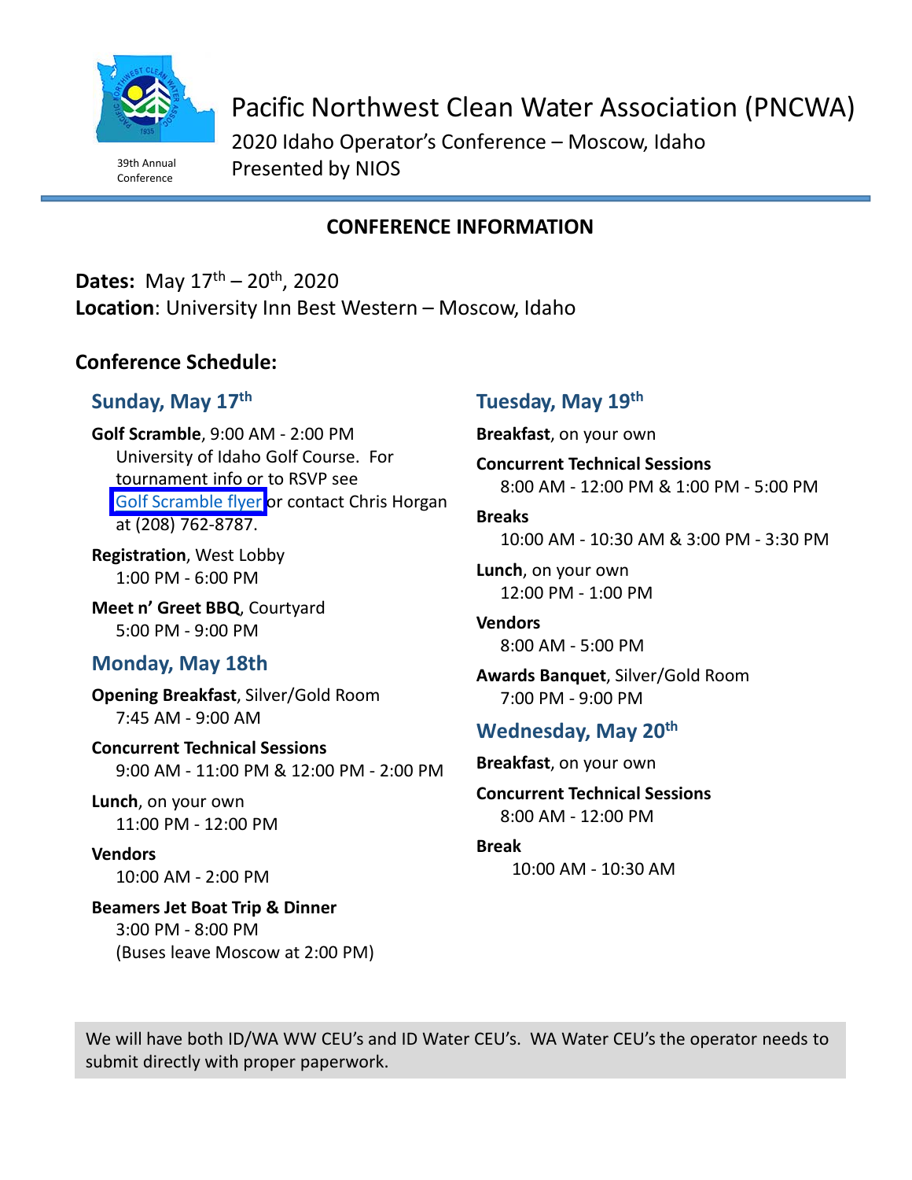# Pacific Northwest Clean Water Association (PNCWA)

2020 Idaho Operator's Conference – Moscow, Idaho

Presented by NIOS

39th Annual Conference

## CONFERENCE INFORMATION

**Dates:** May 17th – 20th, 2020

**Location**: University Inn Best Western – Moscow, Idaho

### Conference Schedule:

#### Sunday, May 17th

**Golf Scramble**, 9:00 AM - 2:00 PM
University of Idaho Golf Course. For tournament info or to RSVP see Golf Scramble flyer or contact Chris Horgan at (208) 762-8787.

**Registration**, West Lobby
1:00 PM - 6:00 PM

**Meet n' Greet BBQ**, Courtyard
5:00 PM - 9:00 PM

#### Monday, May 18th

**Opening Breakfast**, Silver/Gold Room
7:45 AM - 9:00 AM

**Concurrent Technical Sessions**
9:00 AM - 11:00 PM & 12:00 PM - 2:00 PM

**Lunch**, on your own
11:00 PM - 12:00 PM

**Vendors**
10:00 AM - 2:00 PM

**Beamers Jet Boat Trip & Dinner**
3:00 PM - 8:00 PM
(Buses leave Moscow at 2:00 PM)

#### Tuesday, May 19th

**Breakfast**, on your own

**Concurrent Technical Sessions**
8:00 AM - 12:00 PM & 1:00 PM - 5:00 PM

**Breaks**
10:00 AM - 10:30 AM & 3:00 PM - 3:30 PM

**Lunch**, on your own
12:00 PM - 1:00 PM

**Vendors**
8:00 AM - 5:00 PM

**Awards Banquet**, Silver/Gold Room
7:00 PM - 9:00 PM

#### Wednesday, May 20th

**Breakfast**, on your own

**Concurrent Technical Sessions**
8:00 AM - 12:00 PM

**Break**
10:00 AM - 10:30 AM

We will have both ID/WA WW CEU's and ID Water CEU's. WA Water CEU's the operator needs to submit directly with proper paperwork.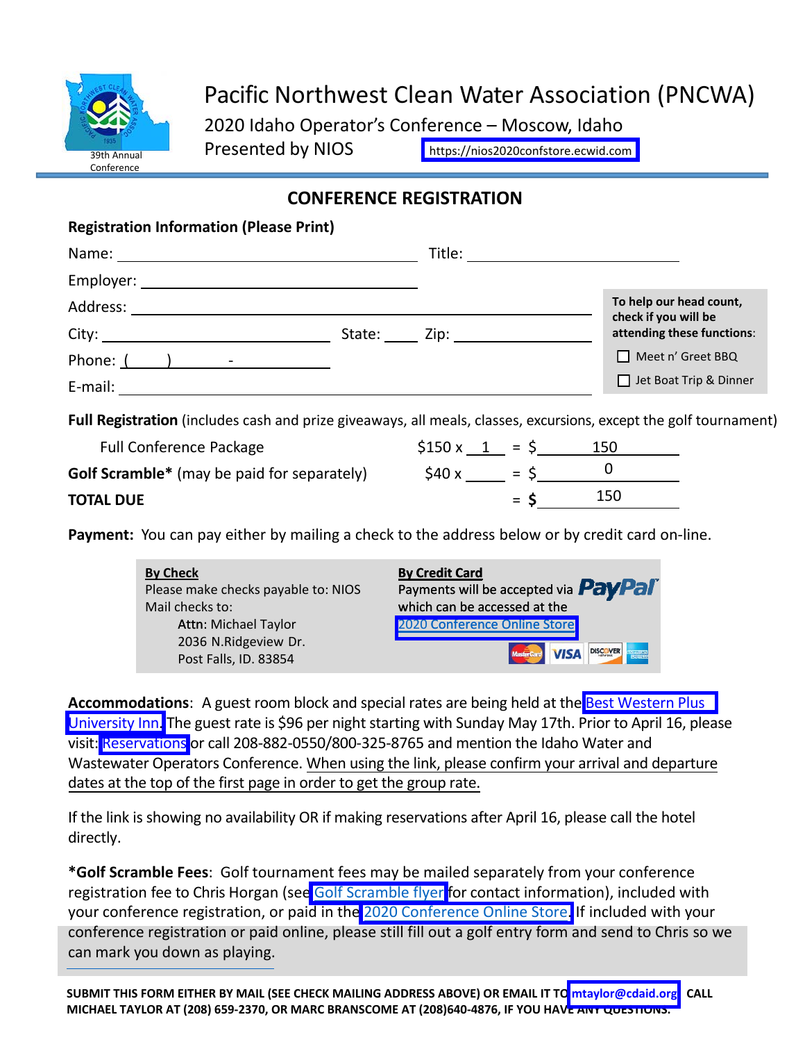39th Annual Conference

# Pacific Northwest Clean Water Association (PNCWA)

2020 Idaho Operator's Conference – Moscow, Idaho

Presented by NIOS https://nios2020confstore.ecwid.com

## CONFERENCE REGISTRATION

**Registration Information (Please Print)**

Name: ____________________ Title: ____________________

Employer: ____________________

Address: ____________________

City: ____________________ State: ____ Zip: ____________

Phone: ( ) - ____________

E-mail: ____________________

**To help our head count, check if you will be attending these functions:**

- ☐ Meet n' Greet BBQ
- ☐ Jet Boat Trip & Dinner

**Full Registration** (includes cash and prize giveaways, all meals, classes, excursions, except the golf tournament)

| | | |
|---|---|---|
| Full Conference Package | $150 x 1 | = $ 150 |
| **Golf Scramble*** (may be paid for separately) | $40 x ____ | = $ 0 |
| **TOTAL DUE** | | = **$** 150 |

**Payment:** You can pay either by mailing a check to the address below or by credit card on-line.

**By Check**
Please make checks payable to: NIOS
Mail checks to:
Attn: Michael Taylor
2036 N.Ridgeview Dr.
Post Falls, ID. 83854

**By Credit Card**
Payments will be accepted via PayPal which can be accessed at the 2020 Conference Online Store

**Accommodations**: A guest room block and special rates are being held at the Best Western Plus University Inn. The guest rate is $96 per night starting with Sunday May 17th. Prior to April 16, please visit: Reservations or call 208-882-0550/800-325-8765 and mention the Idaho Water and Wastewater Operators Conference. When using the link, please confirm your arrival and departure dates at the top of the first page in order to get the group rate.

If the link is showing no availability OR if making reservations after April 16, please call the hotel directly.

***Golf Scramble Fees**: Golf tournament fees may be mailed separately from your conference registration fee to Chris Horgan (see Golf Scramble flyer for contact information), included with your conference registration, or paid in the 2020 Conference Online Store. If included with your conference registration or paid online, please still fill out a golf entry form and send to Chris so we can mark you down as playing.

**SUBMIT THIS FORM EITHER BY MAIL (SEE CHECK MAILING ADDRESS ABOVE) OR EMAIL IT TO mtaylor@cdaid.org. CALL MICHAEL TAYLOR AT (208) 659-2370, OR MARC BRANSCOME AT (208)640-4876, IF YOU HAVE ANY QUESTIONS.**